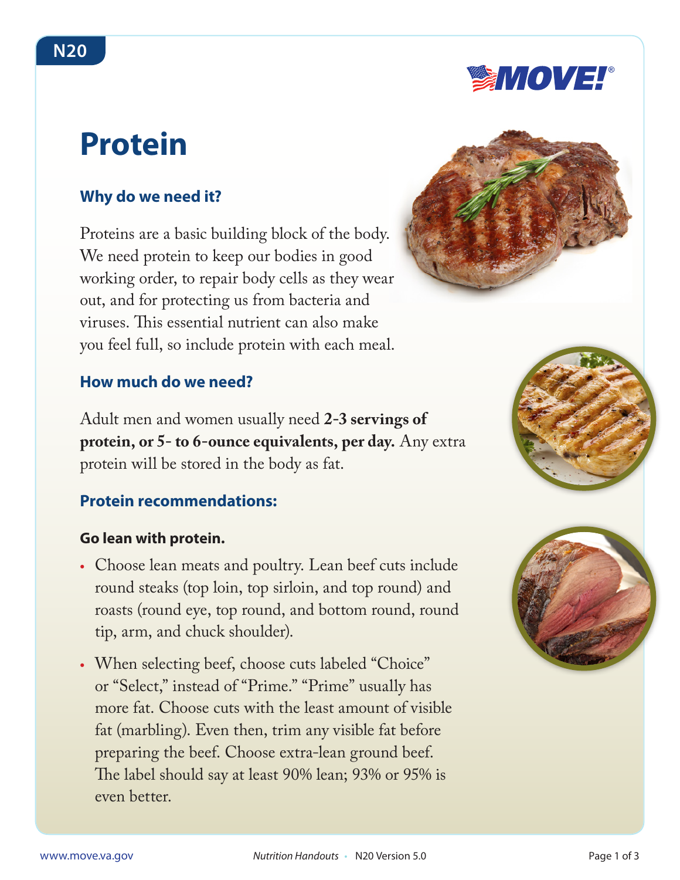N20

# Protein

### Why do we need it?

Proteins are a basic building block of the body. We need protein to keep our bodies in good working order, to repair body cells as they wear out, and for protecting us from bacteria and viruses. This essential nutrient can also make you feel full, so include protein with each meal.

### How much do we need?

Adult men and women usually need **2-3 servings of protein, or 5- to 6-ounce equivalents, per day.** Any extra protein will be stored in the body as fat.

### Protein recommendations:

**Go lean with protein.**

- Choose lean meats and poultry. Lean beef cuts include round steaks (top loin, top sirloin, and top round) and roasts (round eye, top round, and bottom round, round tip, arm, and chuck shoulder).
- When selecting beef, choose cuts labeled "Choice" or "Select," instead of "Prime." "Prime" usually has more fat. Choose cuts with the least amount of visible fat (marbling). Even then, trim any visible fat before preparing the beef. Choose extra-lean ground beef. The label should say at least 90% lean; 93% or 95% is even better.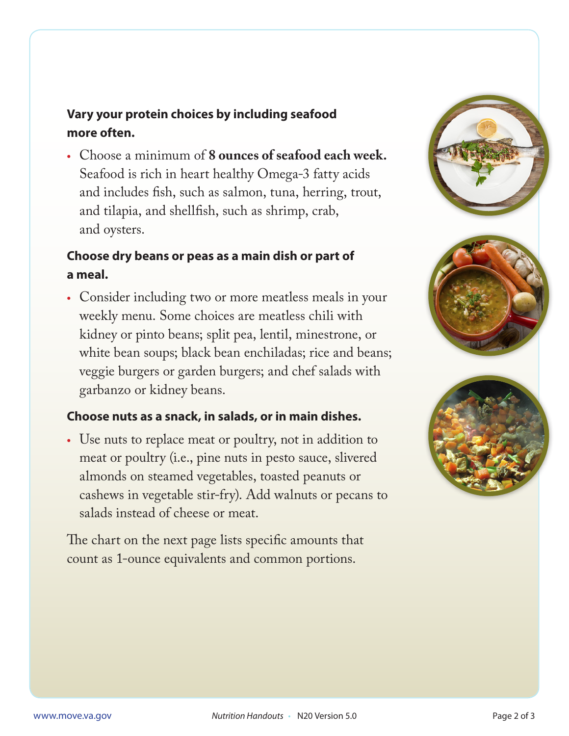**Vary your protein choices by including seafood more often.**

- Choose a minimum of **8 ounces of seafood each week.** Seafood is rich in heart healthy Omega-3 fatty acids and includes fish, such as salmon, tuna, herring, trout, and tilapia, and shellfish, such as shrimp, crab, and oysters.

**Choose dry beans or peas as a main dish or part of a meal.**

- Consider including two or more meatless meals in your weekly menu. Some choices are meatless chili with kidney or pinto beans; split pea, lentil, minestrone, or white bean soups; black bean enchiladas; rice and beans; veggie burgers or garden burgers; and chef salads with garbanzo or kidney beans.

**Choose nuts as a snack, in salads, or in main dishes.**

- Use nuts to replace meat or poultry, not in addition to meat or poultry (i.e., pine nuts in pesto sauce, slivered almonds on steamed vegetables, toasted peanuts or cashews in vegetable stir-fry). Add walnuts or pecans to salads instead of cheese or meat.

The chart on the next page lists specific amounts that count as 1-ounce equivalents and common portions.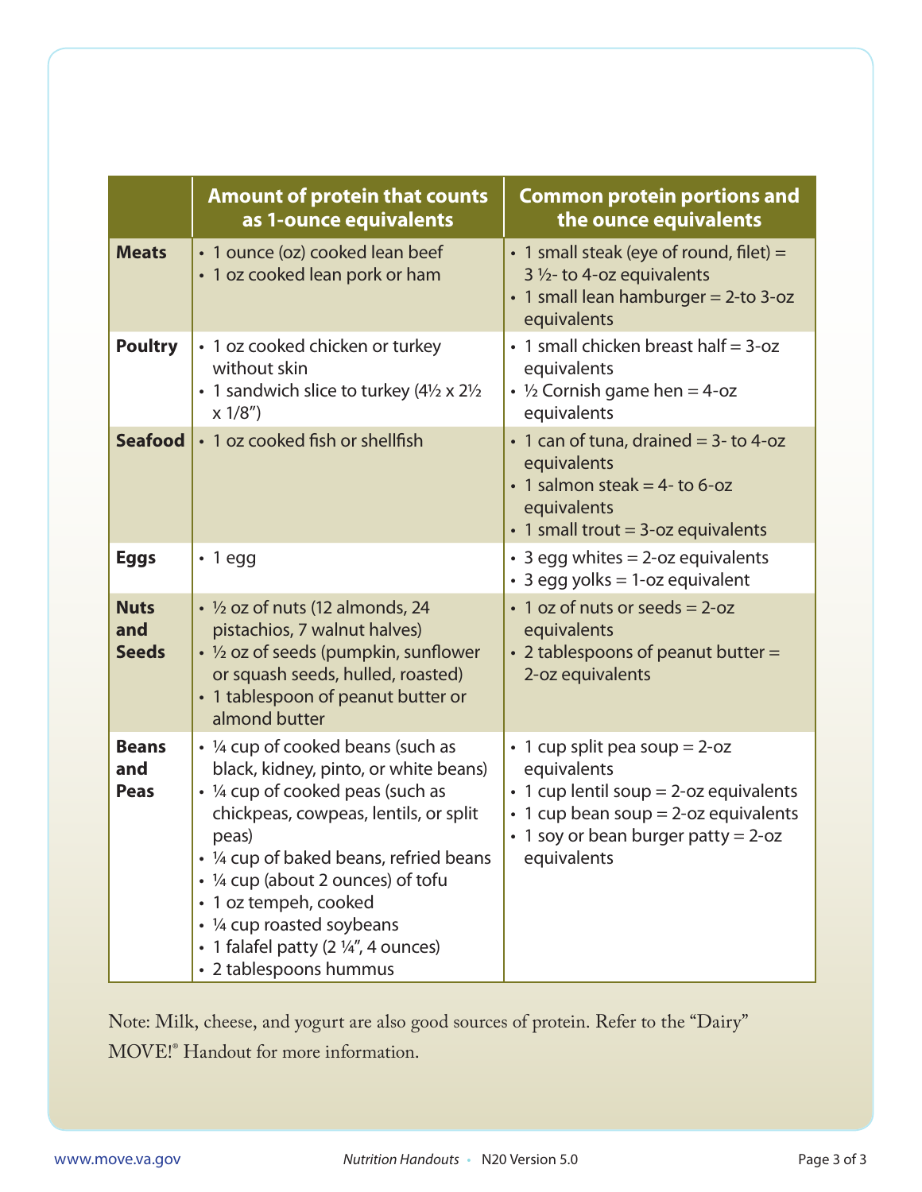| | Amount of protein that counts as 1-ounce equivalents | Common protein portions and the ounce equivalents |
|---|---|---|
| **Meats** | • 1 ounce (oz) cooked lean beef<br>• 1 oz cooked lean pork or ham | • 1 small steak (eye of round, filet) = 3 ½- to 4-oz equivalents<br>• 1 small lean hamburger = 2-to 3-oz equivalents |
| **Poultry** | • 1 oz cooked chicken or turkey without skin<br>• 1 sandwich slice to turkey (4½ x 2½ x 1/8") | • 1 small chicken breast half = 3-oz equivalents<br>• ½ Cornish game hen = 4-oz equivalents |
| **Seafood** | • 1 oz cooked fish or shellfish | • 1 can of tuna, drained = 3- to 4-oz equivalents<br>• 1 salmon steak = 4- to 6-oz equivalents<br>• 1 small trout = 3-oz equivalents |
| **Eggs** | • 1 egg | • 3 egg whites = 2-oz equivalents<br>• 3 egg yolks = 1-oz equivalent |
| **Nuts and Seeds** | • ½ oz of nuts (12 almonds, 24 pistachios, 7 walnut halves)<br>• ½ oz of seeds (pumpkin, sunflower or squash seeds, hulled, roasted)<br>• 1 tablespoon of peanut butter or almond butter | • 1 oz of nuts or seeds = 2-oz equivalents<br>• 2 tablespoons of peanut butter = 2-oz equivalents |
| **Beans and Peas** | • ¼ cup of cooked beans (such as black, kidney, pinto, or white beans)<br>• ¼ cup of cooked peas (such as chickpeas, cowpeas, lentils, or split peas)<br>• ¼ cup of baked beans, refried beans<br>• ¼ cup (about 2 ounces) of tofu<br>• 1 oz tempeh, cooked<br>• ¼ cup roasted soybeans<br>• 1 falafel patty (2 ¼", 4 ounces)<br>• 2 tablespoons hummus | • 1 cup split pea soup = 2-oz equivalents<br>• 1 cup lentil soup = 2-oz equivalents<br>• 1 cup bean soup = 2-oz equivalents<br>• 1 soy or bean burger patty = 2-oz equivalents |

Note: Milk, cheese, and yogurt are also good sources of protein. Refer to the "Dairy" MOVE!® Handout for more information.